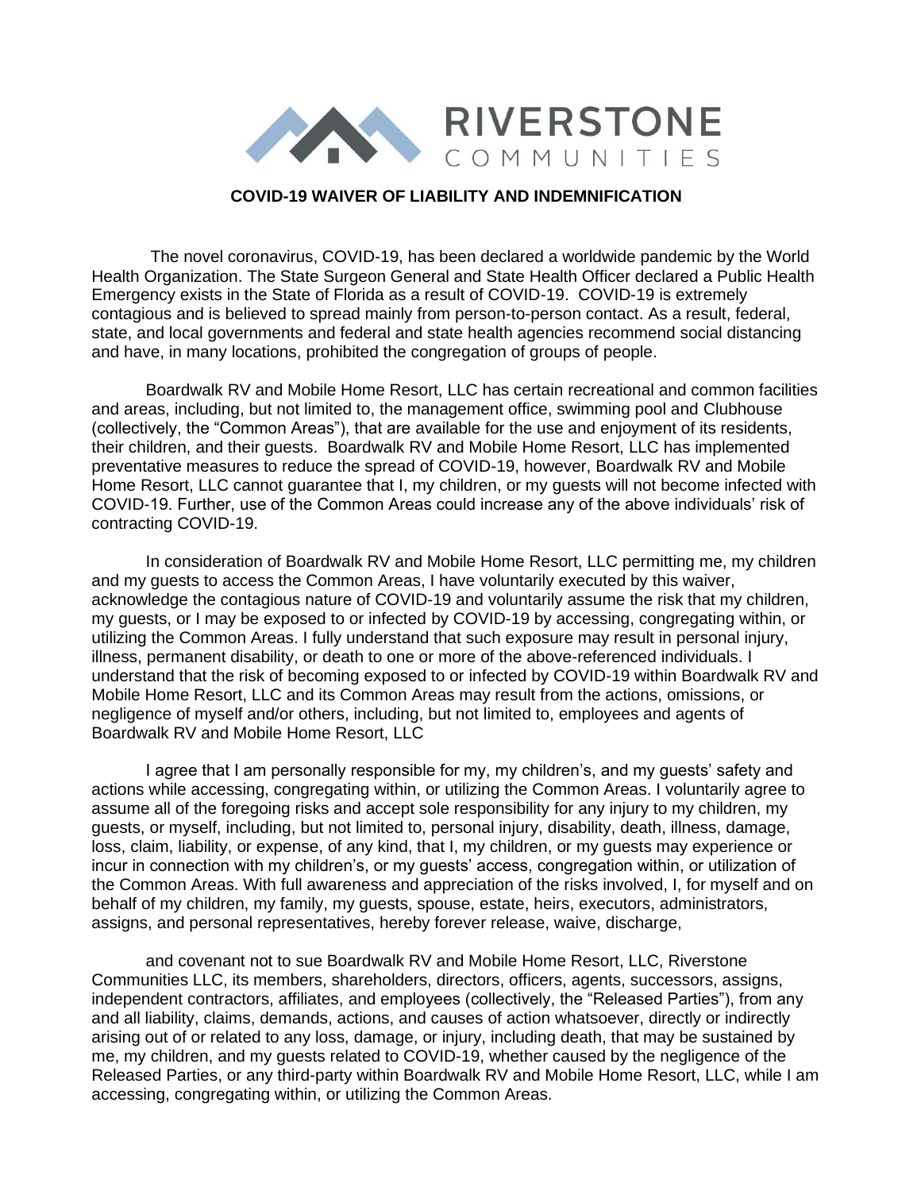RIVERSTONE COMMUNITIES

# COVID-19 WAIVER OF LIABILITY AND INDEMNIFICATION

The novel coronavirus, COVID-19, has been declared a worldwide pandemic by the World Health Organization. The State Surgeon General and State Health Officer declared a Public Health Emergency exists in the State of Florida as a result of COVID-19. COVID-19 is extremely contagious and is believed to spread mainly from person-to-person contact. As a result, federal, state, and local governments and federal and state health agencies recommend social distancing and have, in many locations, prohibited the congregation of groups of people.

Boardwalk RV and Mobile Home Resort, LLC has certain recreational and common facilities and areas, including, but not limited to, the management office, swimming pool and Clubhouse (collectively, the "Common Areas"), that are available for the use and enjoyment of its residents, their children, and their guests. Boardwalk RV and Mobile Home Resort, LLC has implemented preventative measures to reduce the spread of COVID-19, however, Boardwalk RV and Mobile Home Resort, LLC cannot guarantee that I, my children, or my guests will not become infected with COVID-19. Further, use of the Common Areas could increase any of the above individuals' risk of contracting COVID-19.

In consideration of Boardwalk RV and Mobile Home Resort, LLC permitting me, my children and my guests to access the Common Areas, I have voluntarily executed by this waiver, acknowledge the contagious nature of COVID-19 and voluntarily assume the risk that my children, my guests, or I may be exposed to or infected by COVID-19 by accessing, congregating within, or utilizing the Common Areas. I fully understand that such exposure may result in personal injury, illness, permanent disability, or death to one or more of the above-referenced individuals. I understand that the risk of becoming exposed to or infected by COVID-19 within Boardwalk RV and Mobile Home Resort, LLC and its Common Areas may result from the actions, omissions, or negligence of myself and/or others, including, but not limited to, employees and agents of Boardwalk RV and Mobile Home Resort, LLC

I agree that I am personally responsible for my, my children's, and my guests' safety and actions while accessing, congregating within, or utilizing the Common Areas. I voluntarily agree to assume all of the foregoing risks and accept sole responsibility for any injury to my children, my guests, or myself, including, but not limited to, personal injury, disability, death, illness, damage, loss, claim, liability, or expense, of any kind, that I, my children, or my guests may experience or incur in connection with my children's, or my guests' access, congregation within, or utilization of the Common Areas. With full awareness and appreciation of the risks involved, I, for myself and on behalf of my children, my family, my guests, spouse, estate, heirs, executors, administrators, assigns, and personal representatives, hereby forever release, waive, discharge,

and covenant not to sue Boardwalk RV and Mobile Home Resort, LLC, Riverstone Communities LLC, its members, shareholders, directors, officers, agents, successors, assigns, independent contractors, affiliates, and employees (collectively, the "Released Parties"), from any and all liability, claims, demands, actions, and causes of action whatsoever, directly or indirectly arising out of or related to any loss, damage, or injury, including death, that may be sustained by me, my children, and my guests related to COVID-19, whether caused by the negligence of the Released Parties, or any third-party within Boardwalk RV and Mobile Home Resort, LLC, while I am accessing, congregating within, or utilizing the Common Areas.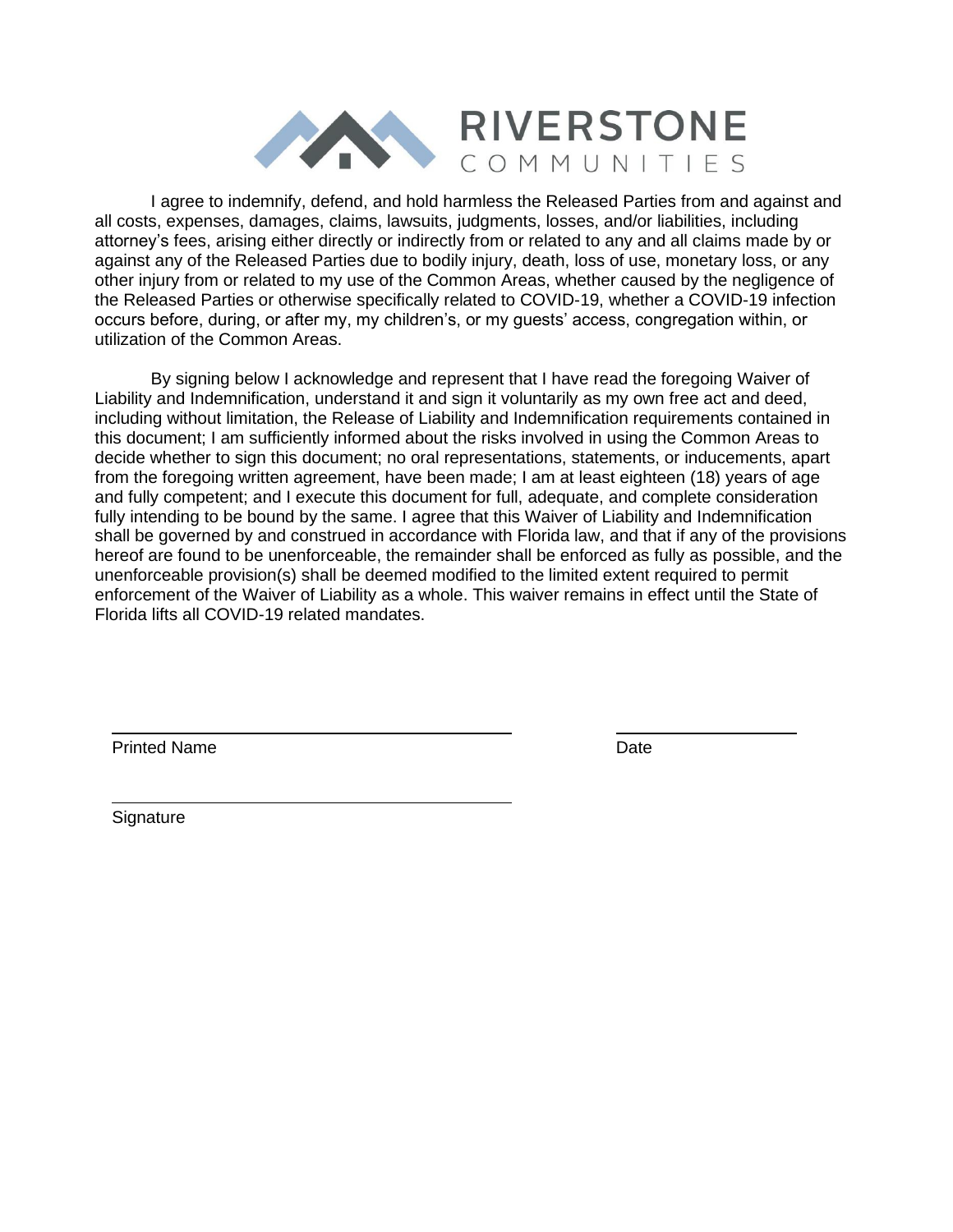RIVERSTONE COMMUNITIES

I agree to indemnify, defend, and hold harmless the Released Parties from and against and all costs, expenses, damages, claims, lawsuits, judgments, losses, and/or liabilities, including attorney's fees, arising either directly or indirectly from or related to any and all claims made by or against any of the Released Parties due to bodily injury, death, loss of use, monetary loss, or any other injury from or related to my use of the Common Areas, whether caused by the negligence of the Released Parties or otherwise specifically related to COVID-19, whether a COVID-19 infection occurs before, during, or after my, my children's, or my guests' access, congregation within, or utilization of the Common Areas.

By signing below I acknowledge and represent that I have read the foregoing Waiver of Liability and Indemnification, understand it and sign it voluntarily as my own free act and deed, including without limitation, the Release of Liability and Indemnification requirements contained in this document; I am sufficiently informed about the risks involved in using the Common Areas to decide whether to sign this document; no oral representations, statements, or inducements, apart from the foregoing written agreement, have been made; I am at least eighteen (18) years of age and fully competent; and I execute this document for full, adequate, and complete consideration fully intending to be bound by the same. I agree that this Waiver of Liability and Indemnification shall be governed by and construed in accordance with Florida law, and that if any of the provisions hereof are found to be unenforceable, the remainder shall be enforced as fully as possible, and the unenforceable provision(s) shall be deemed modified to the limited extent required to permit enforcement of the Waiver of Liability as a whole. This waiver remains in effect until the State of Florida lifts all COVID-19 related mandates.

\_\_\_\_\_\_\_\_\_\_\_\_\_\_\_\_\_\_\_\_\_\_\_\_\_\_\_\_\_\_\_\_\_\_\_\_\_\_\_\_ \_\_\_\_\_\_\_\_\_\_\_\_\_\_\_\_\_\_\_\_
Printed Name Date

\_\_\_\_\_\_\_\_\_\_\_\_\_\_\_\_\_\_\_\_\_\_\_\_\_\_\_\_\_\_\_\_\_\_\_\_\_\_\_\_
Signature